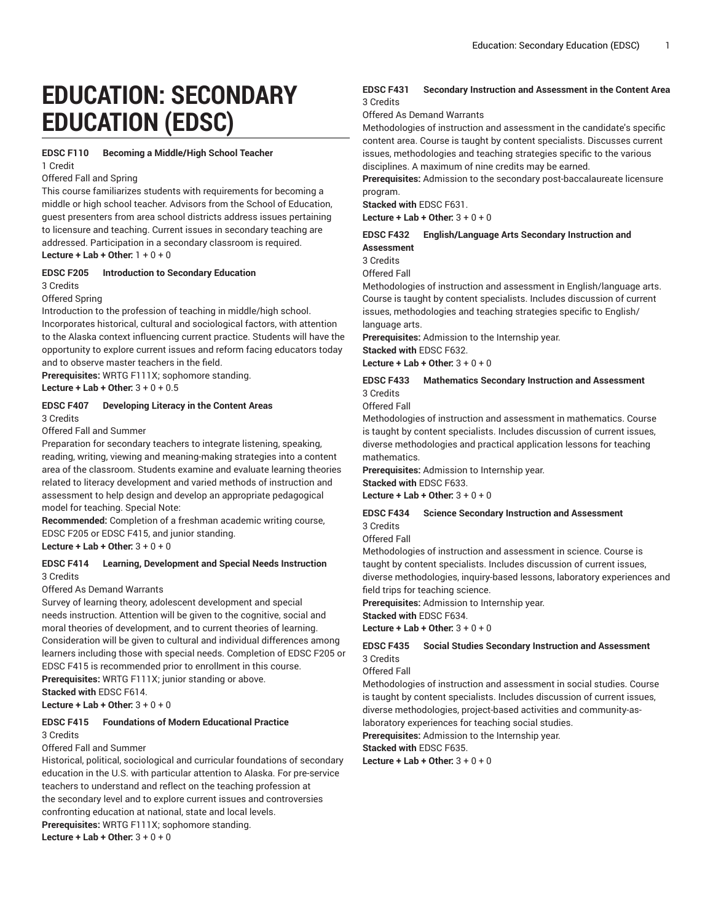# EDUCATION: SECONDARY EDUCATION (EDSC)

**EDSC F110 Becoming a Middle/High School Teacher**
1 Credit
Offered Fall and Spring
This course familiarizes students with requirements for becoming a middle or high school teacher. Advisors from the School of Education, guest presenters from area school districts address issues pertaining to licensure and teaching. Current issues in secondary teaching are addressed. Participation in a secondary classroom is required.
**Lecture + Lab + Other:** 1 + 0 + 0

**EDSC F205 Introduction to Secondary Education**
3 Credits
Offered Spring
Introduction to the profession of teaching in middle/high school. Incorporates historical, cultural and sociological factors, with attention to the Alaska context influencing current practice. Students will have the opportunity to explore current issues and reform facing educators today and to observe master teachers in the field.
**Prerequisites:** WRTG F111X; sophomore standing.
**Lecture + Lab + Other:** 3 + 0 + 0.5

**EDSC F407 Developing Literacy in the Content Areas**
3 Credits
Offered Fall and Summer
Preparation for secondary teachers to integrate listening, speaking, reading, writing, viewing and meaning-making strategies into a content area of the classroom. Students examine and evaluate learning theories related to literacy development and varied methods of instruction and assessment to help design and develop an appropriate pedagogical model for teaching. Special Note:
**Recommended:** Completion of a freshman academic writing course, EDSC F205 or EDSC F415, and junior standing.
**Lecture + Lab + Other:** 3 + 0 + 0

**EDSC F414 Learning, Development and Special Needs Instruction**
3 Credits
Offered As Demand Warrants
Survey of learning theory, adolescent development and special needs instruction. Attention will be given to the cognitive, social and moral theories of development, and to current theories of learning. Consideration will be given to cultural and individual differences among learners including those with special needs. Completion of EDSC F205 or EDSC F415 is recommended prior to enrollment in this course.
**Prerequisites:** WRTG F111X; junior standing or above.
**Stacked with** EDSC F614.
**Lecture + Lab + Other:** 3 + 0 + 0

**EDSC F415 Foundations of Modern Educational Practice**
3 Credits
Offered Fall and Summer
Historical, political, sociological and curricular foundations of secondary education in the U.S. with particular attention to Alaska. For pre-service teachers to understand and reflect on the teaching profession at the secondary level and to explore current issues and controversies confronting education at national, state and local levels.
**Prerequisites:** WRTG F111X; sophomore standing.
**Lecture + Lab + Other:** 3 + 0 + 0

**EDSC F431 Secondary Instruction and Assessment in the Content Area**
3 Credits
Offered As Demand Warrants
Methodologies of instruction and assessment in the candidate's specific content area. Course is taught by content specialists. Discusses current issues, methodologies and teaching strategies specific to the various disciplines. A maximum of nine credits may be earned.
**Prerequisites:** Admission to the secondary post-baccalaureate licensure program.
**Stacked with** EDSC F631.
**Lecture + Lab + Other:** 3 + 0 + 0

**EDSC F432 English/Language Arts Secondary Instruction and Assessment**
3 Credits
Offered Fall
Methodologies of instruction and assessment in English/language arts. Course is taught by content specialists. Includes discussion of current issues, methodologies and teaching strategies specific to English/language arts.
**Prerequisites:** Admission to the Internship year.
**Stacked with** EDSC F632.
**Lecture + Lab + Other:** 3 + 0 + 0

**EDSC F433 Mathematics Secondary Instruction and Assessment**
3 Credits
Offered Fall
Methodologies of instruction and assessment in mathematics. Course is taught by content specialists. Includes discussion of current issues, diverse methodologies and practical application lessons for teaching mathematics.
**Prerequisites:** Admission to Internship year.
**Stacked with** EDSC F633.
**Lecture + Lab + Other:** 3 + 0 + 0

**EDSC F434 Science Secondary Instruction and Assessment**
3 Credits
Offered Fall
Methodologies of instruction and assessment in science. Course is taught by content specialists. Includes discussion of current issues, diverse methodologies, inquiry-based lessons, laboratory experiences and field trips for teaching science.
**Prerequisites:** Admission to Internship year.
**Stacked with** EDSC F634.
**Lecture + Lab + Other:** 3 + 0 + 0

**EDSC F435 Social Studies Secondary Instruction and Assessment**
3 Credits
Offered Fall
Methodologies of instruction and assessment in social studies. Course is taught by content specialists. Includes discussion of current issues, diverse methodologies, project-based activities and community-as-laboratory experiences for teaching social studies.
**Prerequisites:** Admission to the Internship year.
**Stacked with** EDSC F635.
**Lecture + Lab + Other:** 3 + 0 + 0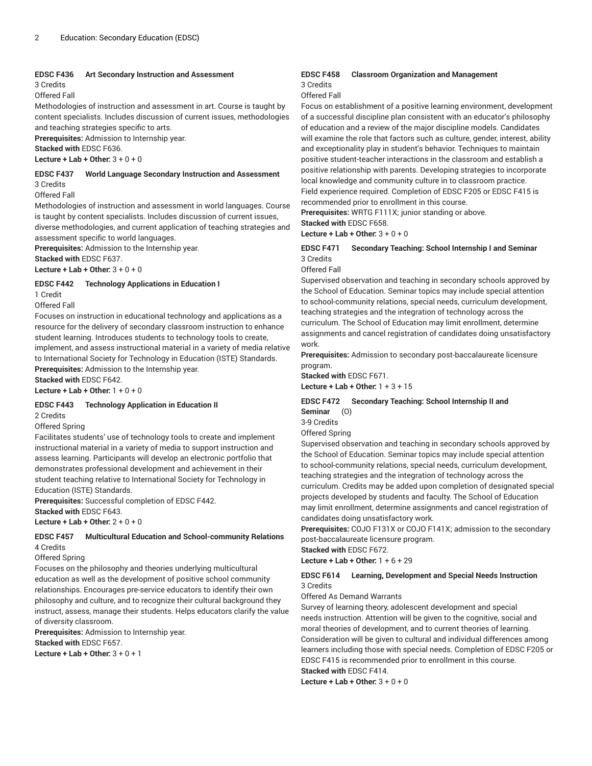**EDSC F436 Art Secondary Instruction and Assessment**
3 Credits
Offered Fall

Methodologies of instruction and assessment in art. Course is taught by content specialists. Includes discussion of current issues, methodologies and teaching strategies specific to arts.

**Prerequisites:** Admission to Internship year.
**Stacked with** EDSC F636.
**Lecture + Lab + Other:** 3 + 0 + 0

**EDSC F437 World Language Secondary Instruction and Assessment**
3 Credits
Offered Fall

Methodologies of instruction and assessment in world languages. Course is taught by content specialists. Includes discussion of current issues, diverse methodologies, and current application of teaching strategies and assessment specific to world languages.

**Prerequisites:** Admission to the Internship year.
**Stacked with** EDSC F637.
**Lecture + Lab + Other:** 3 + 0 + 0

**EDSC F442 Technology Applications in Education I**
1 Credit
Offered Fall

Focuses on instruction in educational technology and applications as a resource for the delivery of secondary classroom instruction to enhance student learning. Introduces students to technology tools to create, implement, and assess instructional material in a variety of media relative to International Society for Technology in Education (ISTE) Standards.

**Prerequisites:** Admission to the Internship year.
**Stacked with** EDSC F642.
**Lecture + Lab + Other:** 1 + 0 + 0

**EDSC F443 Technology Application in Education II**
2 Credits
Offered Spring

Facilitates students' use of technology tools to create and implement instructional material in a variety of media to support instruction and assess learning. Participants will develop an electronic portfolio that demonstrates professional development and achievement in their student teaching relative to International Society for Technology in Education (ISTE) Standards.

**Prerequisites:** Successful completion of EDSC F442.
**Stacked with** EDSC F643.
**Lecture + Lab + Other:** 2 + 0 + 0

**EDSC F457 Multicultural Education and School-community Relations**
4 Credits
Offered Spring

Focuses on the philosophy and theories underlying multicultural education as well as the development of positive school community relationships. Encourages pre-service educators to identify their own philosophy and culture, and to recognize their cultural background they instruct, assess, manage their students. Helps educators clarify the value of diversity classroom.

**Prerequisites:** Admission to Internship year.
**Stacked with** EDSC F657.
**Lecture + Lab + Other:** 3 + 0 + 1

**EDSC F458 Classroom Organization and Management**
3 Credits
Offered Fall

Focus on establishment of a positive learning environment, development of a successful discipline plan consistent with an educator's philosophy of education and a review of the major discipline models. Candidates will examine the role that factors such as culture, gender, interest, ability and exceptionality play in student's behavior. Techniques to maintain positive student-teacher interactions in the classroom and establish a positive relationship with parents. Developing strategies to incorporate local knowledge and community culture in to classroom practice. Field experience required. Completion of EDSC F205 or EDSC F415 is recommended prior to enrollment in this course.

**Prerequisites:** WRTG F111X; junior standing or above.
**Stacked with** EDSC F658.
**Lecture + Lab + Other:** 3 + 0 + 0

**EDSC F471 Secondary Teaching: School Internship I and Seminar**
3 Credits
Offered Fall

Supervised observation and teaching in secondary schools approved by the School of Education. Seminar topics may include special attention to school-community relations, special needs, curriculum development, teaching strategies and the integration of technology across the curriculum. The School of Education may limit enrollment, determine assignments and cancel registration of candidates doing unsatisfactory work.

**Prerequisites:** Admission to secondary post-baccalaureate licensure program.
**Stacked with** EDSC F671.
**Lecture + Lab + Other:** 1 + 3 + 15

**EDSC F472 Secondary Teaching: School Internship II and Seminar** (O)
3-9 Credits
Offered Spring

Supervised observation and teaching in secondary schools approved by the School of Education. Seminar topics may include special attention to school-community relations, special needs, curriculum development, teaching strategies and the integration of technology across the curriculum. Credits may be added upon completion of designated special projects developed by students and faculty. The School of Education may limit enrollment, determine assignments and cancel registration of candidates doing unsatisfactory work.

**Prerequisites:** COJO F131X or COJO F141X; admission to the secondary post-baccalaureate licensure program.
**Stacked with** EDSC F672.
**Lecture + Lab + Other:** 1 + 6 + 29

**EDSC F614 Learning, Development and Special Needs Instruction**
3 Credits
Offered As Demand Warrants

Survey of learning theory, adolescent development and special needs instruction. Attention will be given to the cognitive, social and moral theories of development, and to current theories of learning. Consideration will be given to cultural and individual differences among learners including those with special needs. Completion of EDSC F205 or EDSC F415 is recommended prior to enrollment in this course.

**Stacked with** EDSC F414.
**Lecture + Lab + Other:** 3 + 0 + 0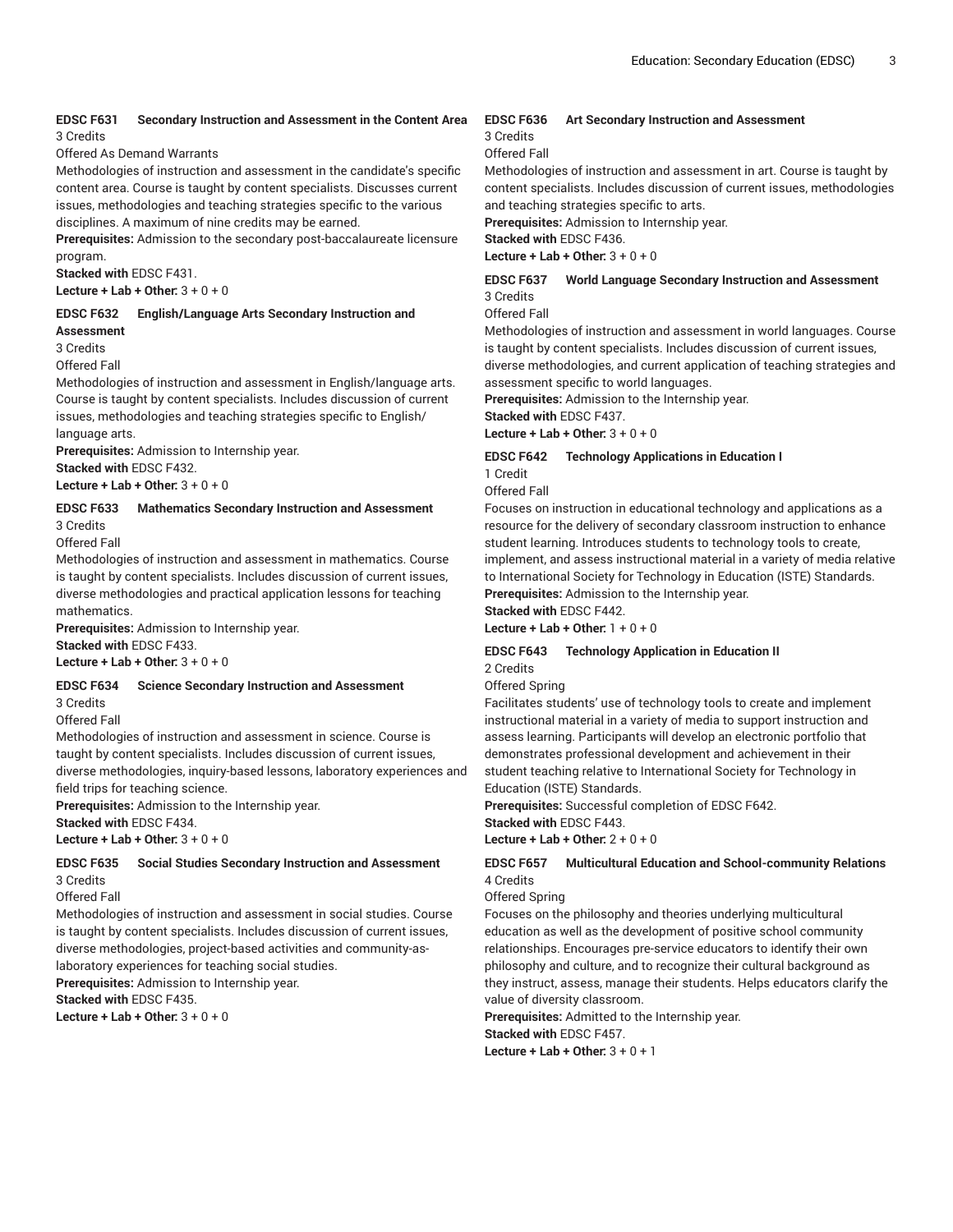**EDSC F631 Secondary Instruction and Assessment in the Content Area**
3 Credits
Offered As Demand Warrants
Methodologies of instruction and assessment in the candidate's specific content area. Course is taught by content specialists. Discusses current issues, methodologies and teaching strategies specific to the various disciplines. A maximum of nine credits may be earned.
**Prerequisites:** Admission to the secondary post-baccalaureate licensure program.
**Stacked with** EDSC F431.
**Lecture + Lab + Other:** 3 + 0 + 0

**EDSC F632 English/Language Arts Secondary Instruction and Assessment**
3 Credits
Offered Fall
Methodologies of instruction and assessment in English/language arts. Course is taught by content specialists. Includes discussion of current issues, methodologies and teaching strategies specific to English/language arts.
**Prerequisites:** Admission to Internship year.
**Stacked with** EDSC F432.
**Lecture + Lab + Other:** 3 + 0 + 0

**EDSC F633 Mathematics Secondary Instruction and Assessment**
3 Credits
Offered Fall
Methodologies of instruction and assessment in mathematics. Course is taught by content specialists. Includes discussion of current issues, diverse methodologies and practical application lessons for teaching mathematics.
**Prerequisites:** Admission to Internship year.
**Stacked with** EDSC F433.
**Lecture + Lab + Other:** 3 + 0 + 0

**EDSC F634 Science Secondary Instruction and Assessment**
3 Credits
Offered Fall
Methodologies of instruction and assessment in science. Course is taught by content specialists. Includes discussion of current issues, diverse methodologies, inquiry-based lessons, laboratory experiences and field trips for teaching science.
**Prerequisites:** Admission to the Internship year.
**Stacked with** EDSC F434.
**Lecture + Lab + Other:** 3 + 0 + 0

**EDSC F635 Social Studies Secondary Instruction and Assessment**
3 Credits
Offered Fall
Methodologies of instruction and assessment in social studies. Course is taught by content specialists. Includes discussion of current issues, diverse methodologies, project-based activities and community-as-laboratory experiences for teaching social studies.
**Prerequisites:** Admission to Internship year.
**Stacked with** EDSC F435.
**Lecture + Lab + Other:** 3 + 0 + 0

**EDSC F636 Art Secondary Instruction and Assessment**
3 Credits
Offered Fall
Methodologies of instruction and assessment in art. Course is taught by content specialists. Includes discussion of current issues, methodologies and teaching strategies specific to arts.
**Prerequisites:** Admission to Internship year.
**Stacked with** EDSC F436.
**Lecture + Lab + Other:** 3 + 0 + 0

**EDSC F637 World Language Secondary Instruction and Assessment**
3 Credits
Offered Fall
Methodologies of instruction and assessment in world languages. Course is taught by content specialists. Includes discussion of current issues, diverse methodologies, and current application of teaching strategies and assessment specific to world languages.
**Prerequisites:** Admission to the Internship year.
**Stacked with** EDSC F437.
**Lecture + Lab + Other:** 3 + 0 + 0

**EDSC F642 Technology Applications in Education I**
1 Credit
Offered Fall
Focuses on instruction in educational technology and applications as a resource for the delivery of secondary classroom instruction to enhance student learning. Introduces students to technology tools to create, implement, and assess instructional material in a variety of media relative to International Society for Technology in Education (ISTE) Standards.
**Prerequisites:** Admission to the Internship year.
**Stacked with** EDSC F442.
**Lecture + Lab + Other:** 1 + 0 + 0

**EDSC F643 Technology Application in Education II**
2 Credits
Offered Spring
Facilitates students' use of technology tools to create and implement instructional material in a variety of media to support instruction and assess learning. Participants will develop an electronic portfolio that demonstrates professional development and achievement in their student teaching relative to International Society for Technology in Education (ISTE) Standards.
**Prerequisites:** Successful completion of EDSC F642.
**Stacked with** EDSC F443.
**Lecture + Lab + Other:** 2 + 0 + 0

**EDSC F657 Multicultural Education and School-community Relations**
4 Credits
Offered Spring
Focuses on the philosophy and theories underlying multicultural education as well as the development of positive school community relationships. Encourages pre-service educators to identify their own philosophy and culture, and to recognize their cultural background as they instruct, assess, manage their students. Helps educators clarify the value of diversity classroom.
**Prerequisites:** Admitted to the Internship year.
**Stacked with** EDSC F457.
**Lecture + Lab + Other:** 3 + 0 + 1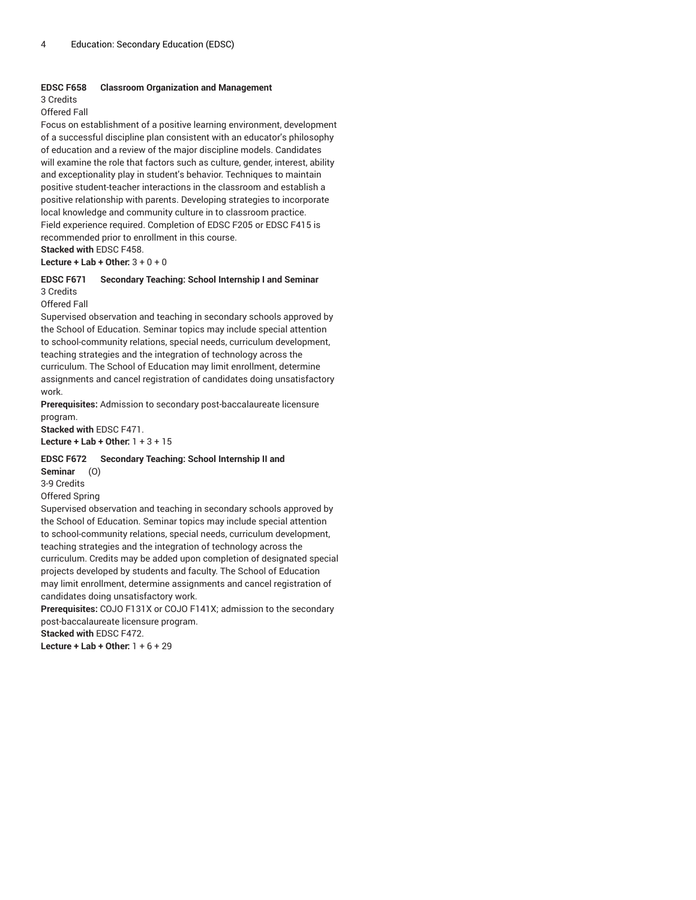**EDSC F658 Classroom Organization and Management**
3 Credits
Offered Fall

Focus on establishment of a positive learning environment, development of a successful discipline plan consistent with an educator's philosophy of education and a review of the major discipline models. Candidates will examine the role that factors such as culture, gender, interest, ability and exceptionality play in student's behavior. Techniques to maintain positive student-teacher interactions in the classroom and establish a positive relationship with parents. Developing strategies to incorporate local knowledge and community culture in to classroom practice. Field experience required. Completion of EDSC F205 or EDSC F415 is recommended prior to enrollment in this course.
**Stacked with** EDSC F458.
**Lecture + Lab + Other:** 3 + 0 + 0

**EDSC F671 Secondary Teaching: School Internship I and Seminar**
3 Credits
Offered Fall

Supervised observation and teaching in secondary schools approved by the School of Education. Seminar topics may include special attention to school-community relations, special needs, curriculum development, teaching strategies and the integration of technology across the curriculum. The School of Education may limit enrollment, determine assignments and cancel registration of candidates doing unsatisfactory work.
**Prerequisites:** Admission to secondary post-baccalaureate licensure program.
**Stacked with** EDSC F471.
**Lecture + Lab + Other:** 1 + 3 + 15

**EDSC F672 Secondary Teaching: School Internship II and Seminar** (O)
3-9 Credits
Offered Spring

Supervised observation and teaching in secondary schools approved by the School of Education. Seminar topics may include special attention to school-community relations, special needs, curriculum development, teaching strategies and the integration of technology across the curriculum. Credits may be added upon completion of designated special projects developed by students and faculty. The School of Education may limit enrollment, determine assignments and cancel registration of candidates doing unsatisfactory work.
**Prerequisites:** COJO F131X or COJO F141X; admission to the secondary post-baccalaureate licensure program.
**Stacked with** EDSC F472.
**Lecture + Lab + Other:** 1 + 6 + 29